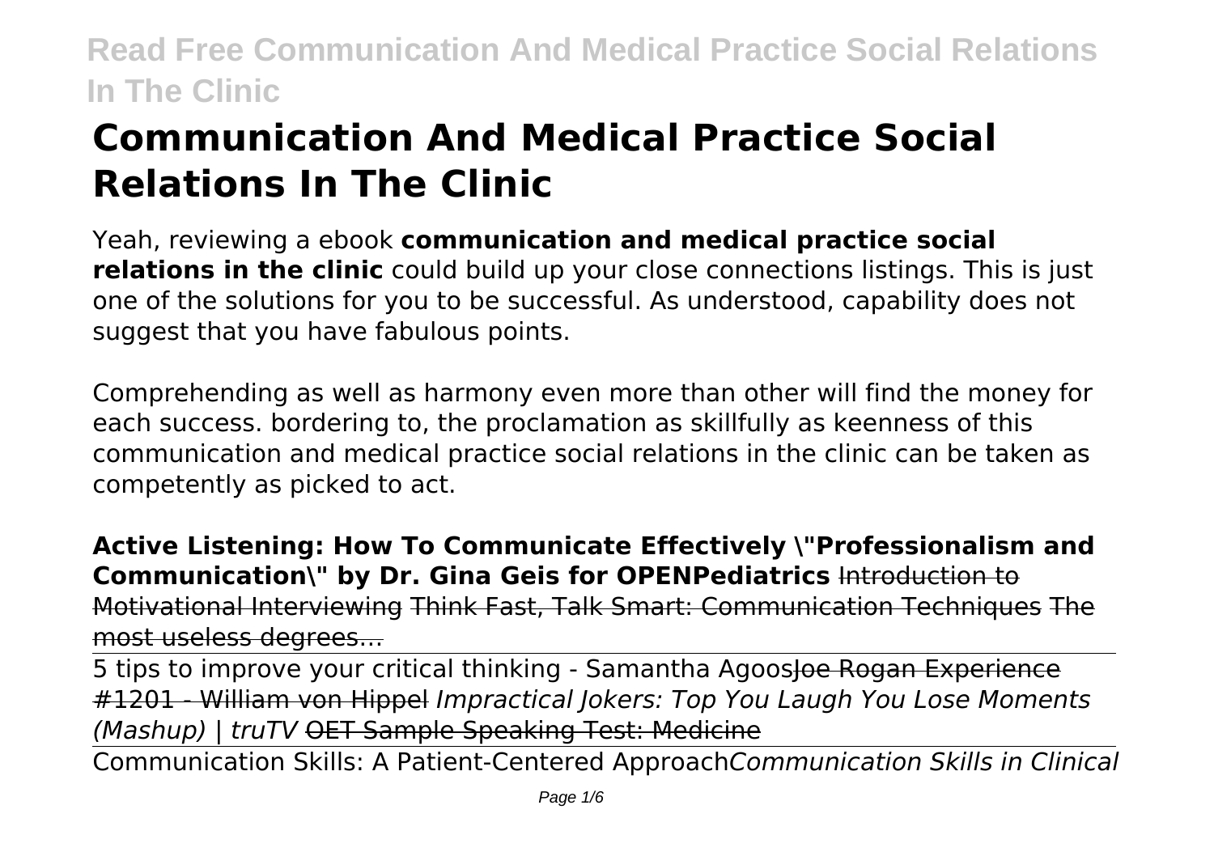# Communication And Medical Practice Social Relations In The Clinic

Yeah, reviewing a ebook **communication and medical practice social relations in the clinic** could build up your close connections listings. This is just one of the solutions for you to be successful. As understood, capability does not suggest that you have fabulous points.

Comprehending as well as harmony even more than other will find the money for each success. bordering to, the proclamation as skillfully as keenness of this communication and medical practice social relations in the clinic can be taken as competently as picked to act.

**Active Listening: How To Communicate Effectively "Professionalism and Communication" by Dr. Gina Geis for OPENPediatrics** ~~Introduction to Motivational Interviewing~~ ~~Think Fast, Talk Smart: Communication Techniques~~ ~~The most useless degrees…~~

5 tips to improve your critical thinking - Samantha Agoos~~Joe Rogan Experience #1201 - William von Hippel~~ *Impractical Jokers: Top You Laugh You Lose Moments (Mashup) | truTV* ~~OET Sample Speaking Test: Medicine~~

Communication Skills: A Patient-Centered Approach*Communication Skills in Clinical*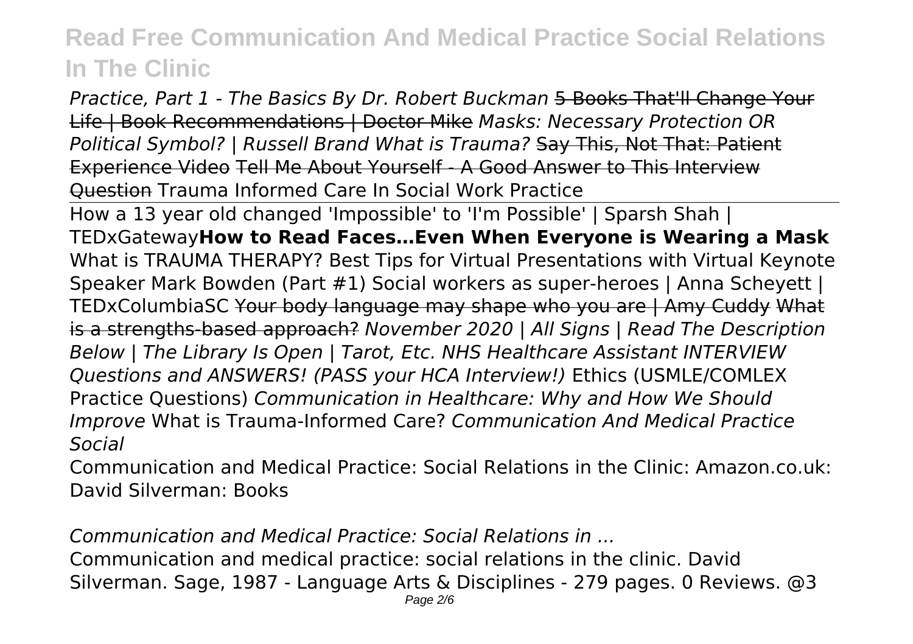*Practice, Part 1 - The Basics By Dr. Robert Buckman* ~~5 Books That'll Change Your Life | Book Recommendations | Doctor Mike~~ *Masks: Necessary Protection OR Political Symbol? | Russell Brand What is Trauma?* ~~Say This, Not That: Patient Experience Video~~ ~~Tell Me About Yourself - A Good Answer to This Interview Question~~ Trauma Informed Care In Social Work Practice

How a 13 year old changed 'Impossible' to 'I'm Possible' | Sparsh Shah | TEDxGateway**How to Read Faces…Even When Everyone is Wearing a Mask** What is TRAUMA THERAPY? Best Tips for Virtual Presentations with Virtual Keynote Speaker Mark Bowden (Part #1) Social workers as super-heroes | Anna Scheyett | TEDxColumbiaSC ~~Your body language may shape who you are | Amy Cuddy~~ ~~What is a strengths-based approach?~~ *November 2020 | All Signs | Read The Description Below | The Library Is Open | Tarot, Etc. NHS Healthcare Assistant INTERVIEW Questions and ANSWERS! (PASS your HCA Interview!)* Ethics (USMLE/COMLEX Practice Questions) *Communication in Healthcare: Why and How We Should Improve* What is Trauma-Informed Care? *Communication And Medical Practice Social*

Communication and Medical Practice: Social Relations in the Clinic: Amazon.co.uk: David Silverman: Books

*Communication and Medical Practice: Social Relations in ...*

Communication and medical practice: social relations in the clinic. David Silverman. Sage, 1987 - Language Arts & Disciplines - 279 pages. 0 Reviews. @3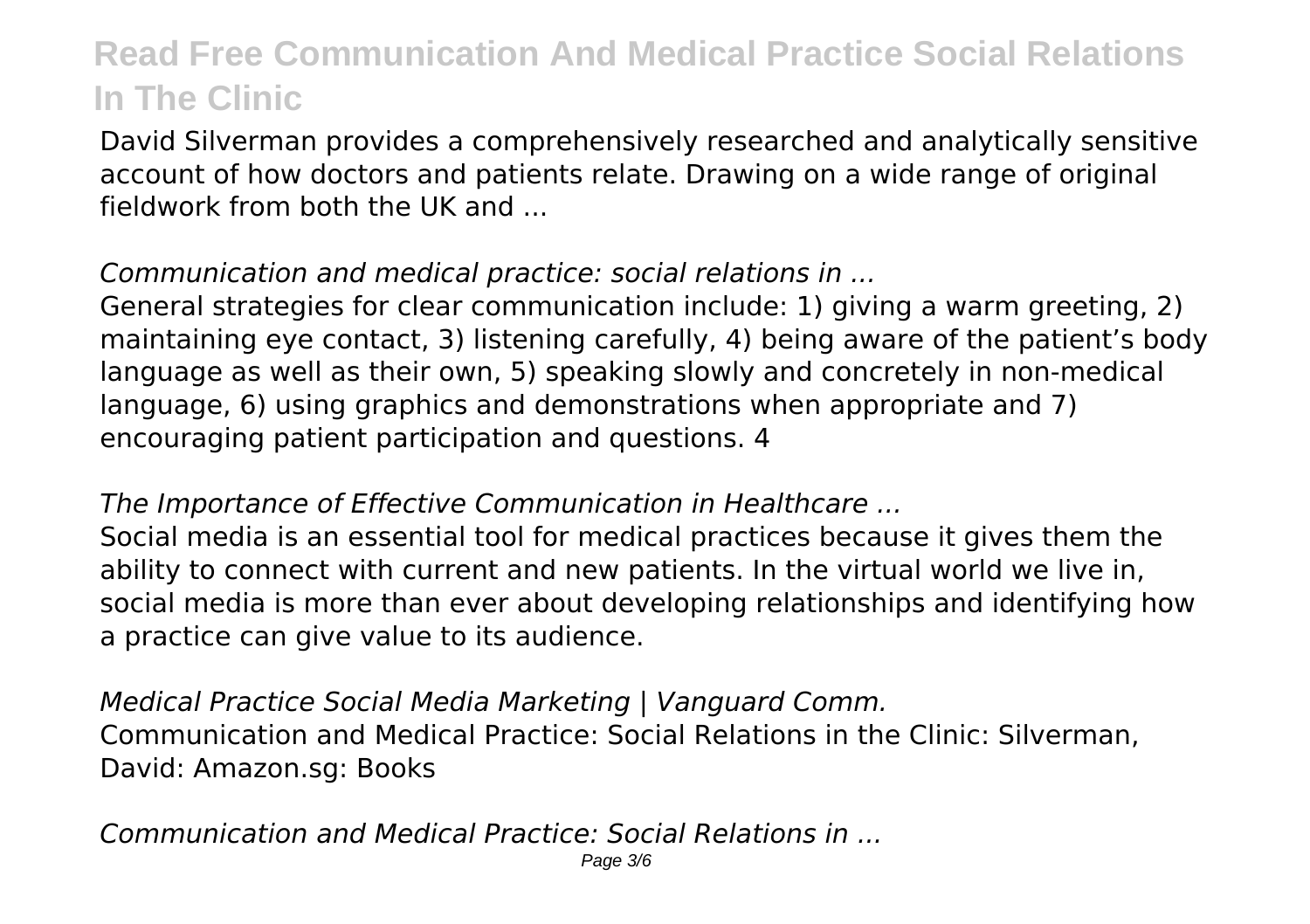David Silverman provides a comprehensively researched and analytically sensitive account of how doctors and patients relate. Drawing on a wide range of original fieldwork from both the UK and ...

*Communication and medical practice: social relations in ...*

General strategies for clear communication include: 1) giving a warm greeting, 2) maintaining eye contact, 3) listening carefully, 4) being aware of the patient's body language as well as their own, 5) speaking slowly and concretely in non-medical language, 6) using graphics and demonstrations when appropriate and 7) encouraging patient participation and questions. 4

*The Importance of Effective Communication in Healthcare ...*

Social media is an essential tool for medical practices because it gives them the ability to connect with current and new patients. In the virtual world we live in, social media is more than ever about developing relationships and identifying how a practice can give value to its audience.

*Medical Practice Social Media Marketing | Vanguard Comm.*

Communication and Medical Practice: Social Relations in the Clinic: Silverman, David: Amazon.sg: Books

*Communication and Medical Practice: Social Relations in ...*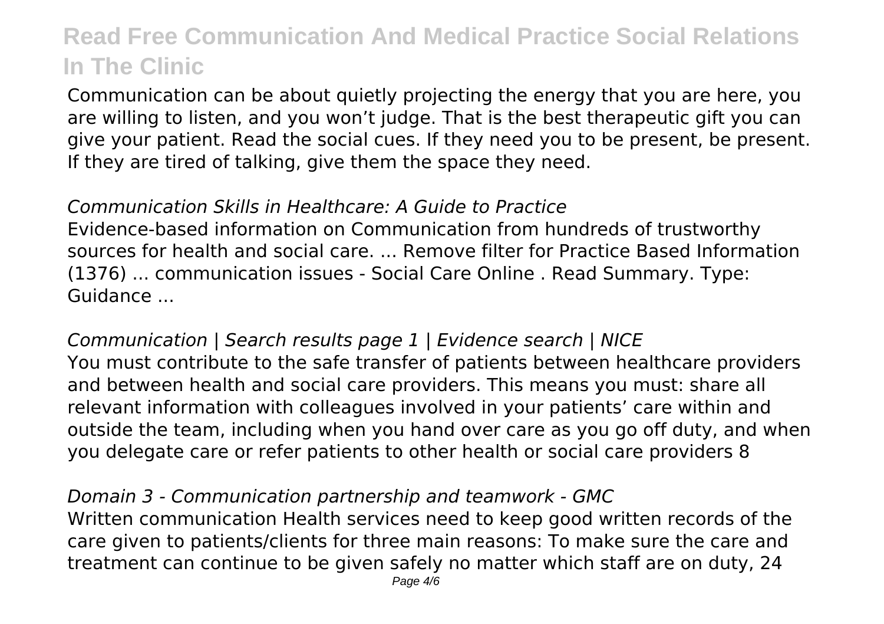Communication can be about quietly projecting the energy that you are here, you are willing to listen, and you won't judge. That is the best therapeutic gift you can give your patient. Read the social cues. If they need you to be present, be present. If they are tired of talking, give them the space they need.

*Communication Skills in Healthcare: A Guide to Practice*

Evidence-based information on Communication from hundreds of trustworthy sources for health and social care. ... Remove filter for Practice Based Information (1376) ... communication issues - Social Care Online . Read Summary. Type: Guidance ...

*Communication | Search results page 1 | Evidence search | NICE*

You must contribute to the safe transfer of patients between healthcare providers and between health and social care providers. This means you must: share all relevant information with colleagues involved in your patients' care within and outside the team, including when you hand over care as you go off duty, and when you delegate care or refer patients to other health or social care providers 8

*Domain 3 - Communication partnership and teamwork - GMC*

Written communication Health services need to keep good written records of the care given to patients/clients for three main reasons: To make sure the care and treatment can continue to be given safely no matter which staff are on duty, 24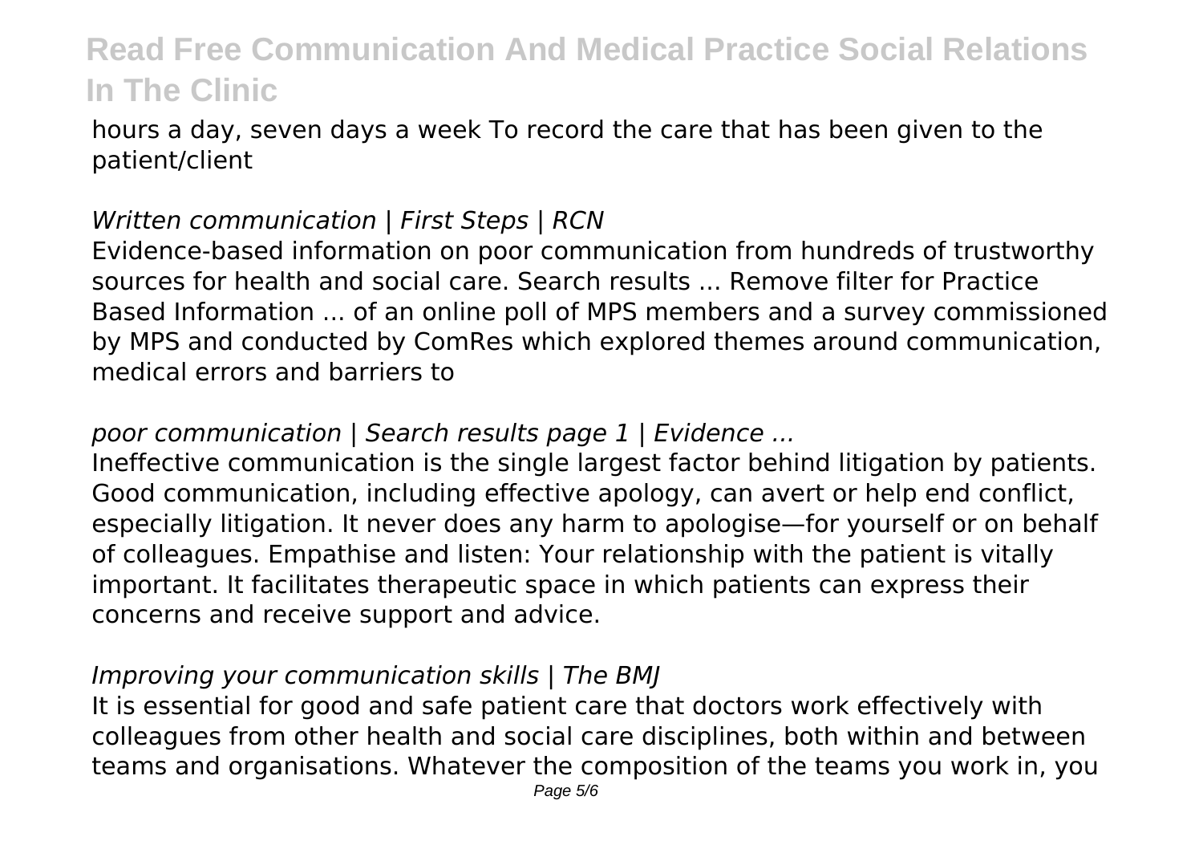hours a day, seven days a week To record the care that has been given to the patient/client

*Written communication | First Steps | RCN*

Evidence-based information on poor communication from hundreds of trustworthy sources for health and social care. Search results ... Remove filter for Practice Based Information ... of an online poll of MPS members and a survey commissioned by MPS and conducted by ComRes which explored themes around communication, medical errors and barriers to

*poor communication | Search results page 1 | Evidence ...*

Ineffective communication is the single largest factor behind litigation by patients. Good communication, including effective apology, can avert or help end conflict, especially litigation. It never does any harm to apologise—for yourself or on behalf of colleagues. Empathise and listen: Your relationship with the patient is vitally important. It facilitates therapeutic space in which patients can express their concerns and receive support and advice.

*Improving your communication skills | The BMJ*

It is essential for good and safe patient care that doctors work effectively with colleagues from other health and social care disciplines, both within and between teams and organisations. Whatever the composition of the teams you work in, you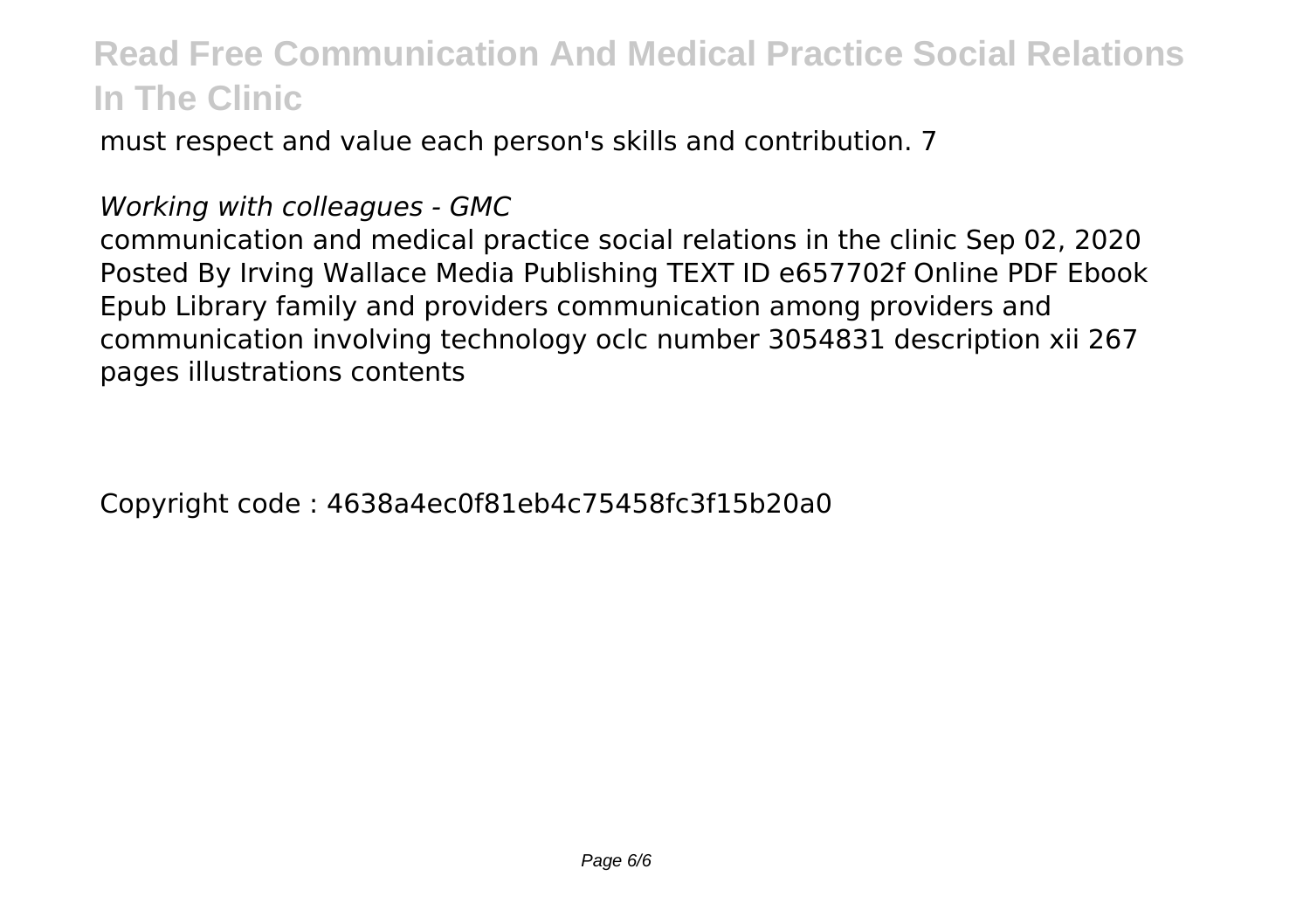must respect and value each person's skills and contribution. 7

*Working with colleagues - GMC*

communication and medical practice social relations in the clinic Sep 02, 2020 Posted By Irving Wallace Media Publishing TEXT ID e657702f Online PDF Ebook Epub Library family and providers communication among providers and communication involving technology oclc number 3054831 description xii 267 pages illustrations contents

Copyright code : 4638a4ec0f81eb4c75458fc3f15b20a0